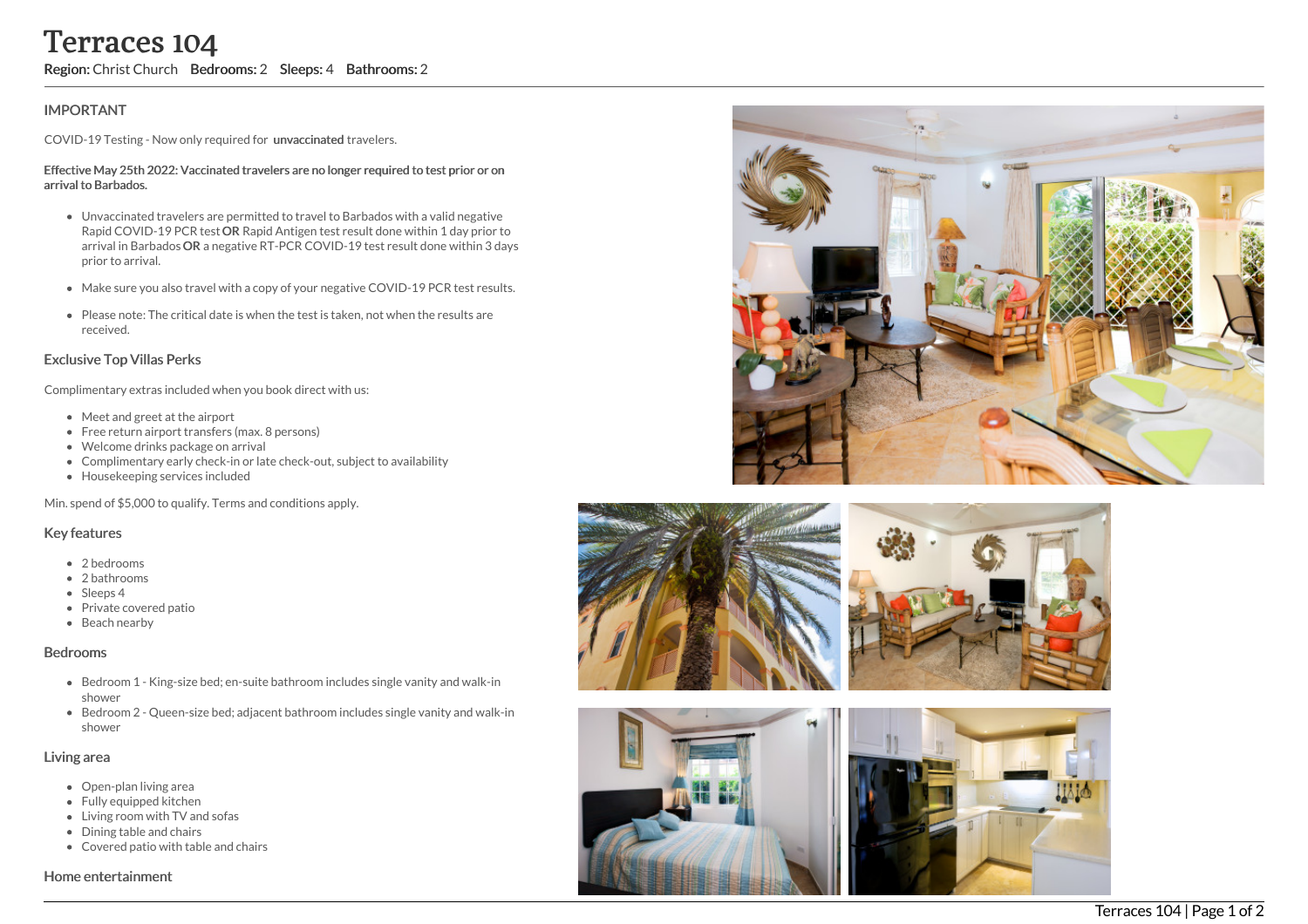# Terraces 104

**Region:** Christ Church **Bedrooms:** 2 **Sleeps:** 4 **Bathrooms:** 2

## IMPORTANT

COVID-19 Testing - Now only required for **unvaccinated** travelers.

**Effective May 25th 2022: Vaccinated travelers are no longer required to test prior or on arrival to Barbados.**

- Unvaccinated travelers are permitted to travel to Barbados with a valid negative Rapid COVID-19 PCR test **OR** Rapid Antigen test result done within 1 day prior to arrival in Barbados **OR** a negative RT-PCR COVID-19 test result done within 3 days prior to arrival.
- Make sure you also travel with a copy of your negative COVID-19 PCR test results.
- Please note: The critical date is when the test is taken, not when the results are received.

## Exclusive Top Villas Perks

Complimentary extras included when you book direct with us:

- Meet and greet at the airport
- Free return airport transfers (max. 8 persons)
- Welcome drinks package on arrival
- Complimentary early check-in or late check-out, subject to availability
- Housekeeping services included

Min. spend of $5,000 to qualify. Terms and conditions apply.

## Key features

- 2 bedrooms
- 2 bathrooms
- Sleeps 4
- Private covered patio
- Beach nearby

## Bedrooms

- Bedroom 1 - King-size bed; en-suite bathroom includes single vanity and walk-in shower
- Bedroom 2 - Queen-size bed; adjacent bathroom includes single vanity and walk-in shower

## Living area

- Open-plan living area
- Fully equipped kitchen
- Living room with TV and sofas
- Dining table and chairs
- Covered patio with table and chairs

## Home entertainment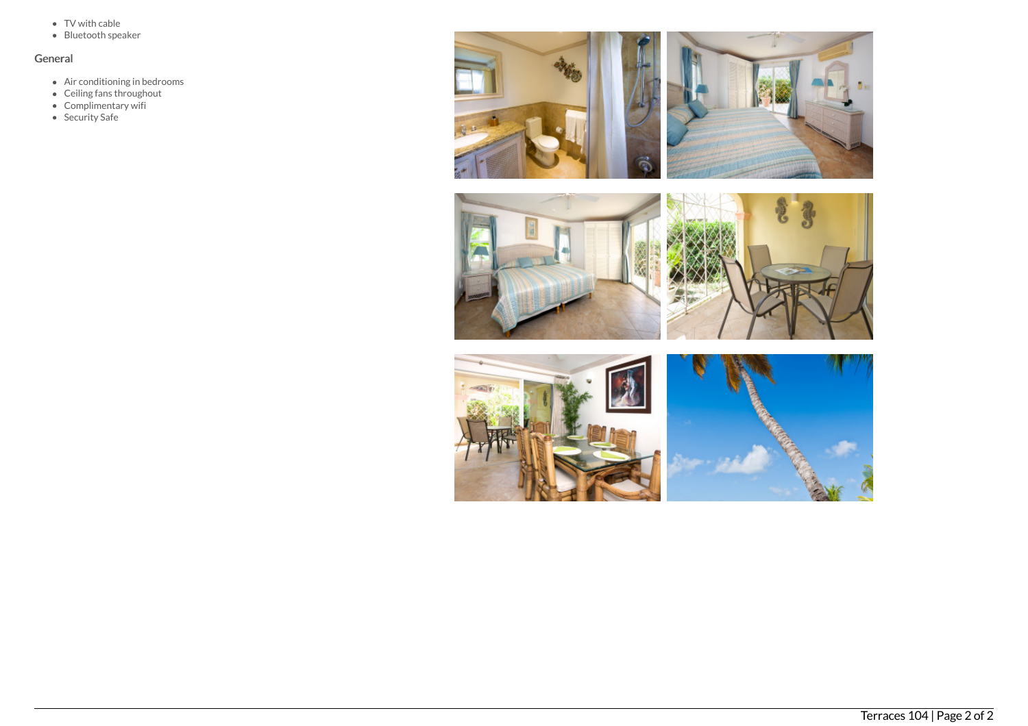- TV with cable
- Bluetooth speaker

### General

- Air conditioning in bedrooms
- Ceiling fans throughout
- Complimentary wifi
- Security Safe